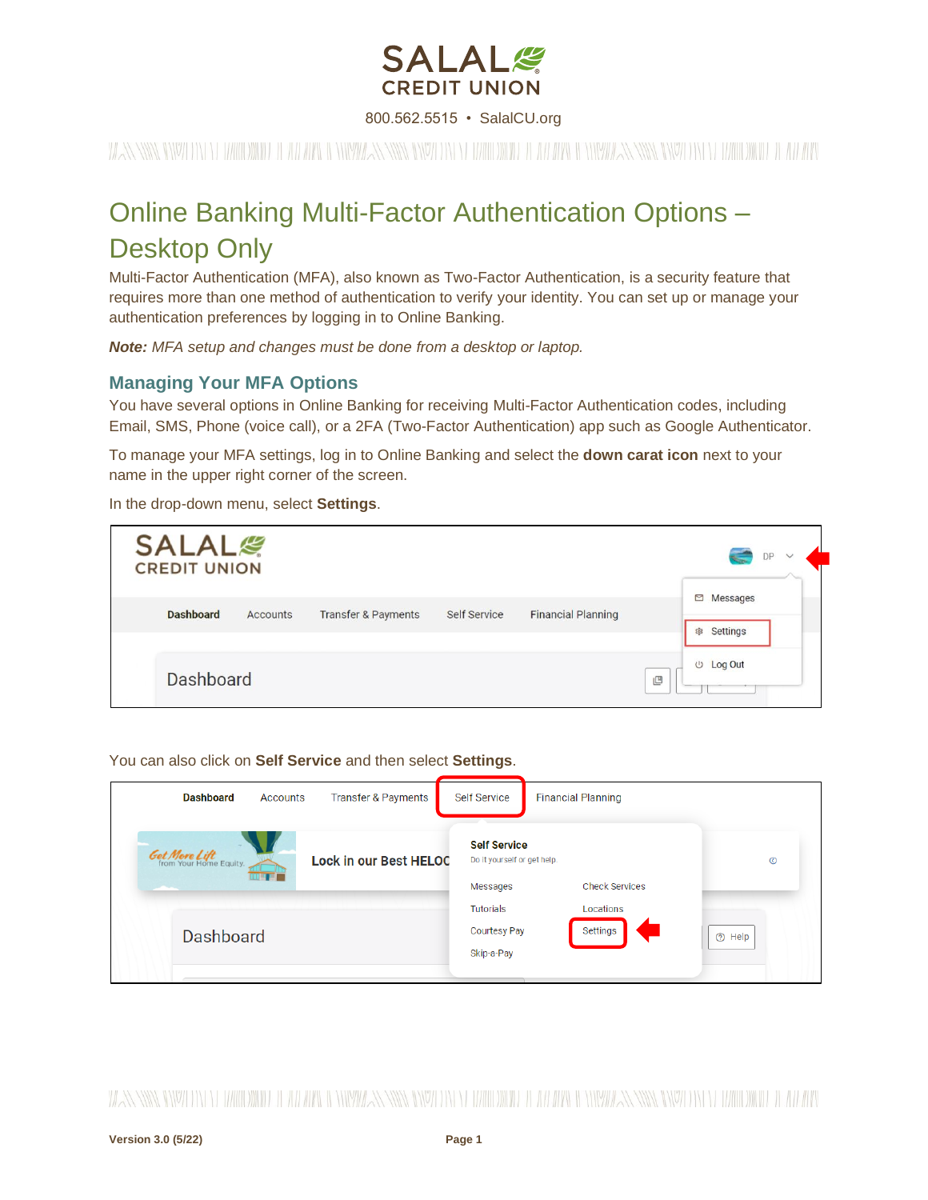SALAL CREDIT UNION

800.562.5515 • SalalCU.org

# Online Banking Multi-Factor Authentication Options – Desktop Only

Multi-Factor Authentication (MFA), also known as Two-Factor Authentication, is a security feature that requires more than one method of authentication to verify your identity. You can set up or manage your authentication preferences by logging in to Online Banking.

***Note:*** *MFA setup and changes must be done from a desktop or laptop.*

## Managing Your MFA Options

You have several options in Online Banking for receiving Multi-Factor Authentication codes, including Email, SMS, Phone (voice call), or a 2FA (Two-Factor Authentication) app such as Google Authenticator.

To manage your MFA settings, log in to Online Banking and select the **down carat icon** next to your name in the upper right corner of the screen.

In the drop-down menu, select **Settings**.

You can also click on **Self Service** and then select **Settings**.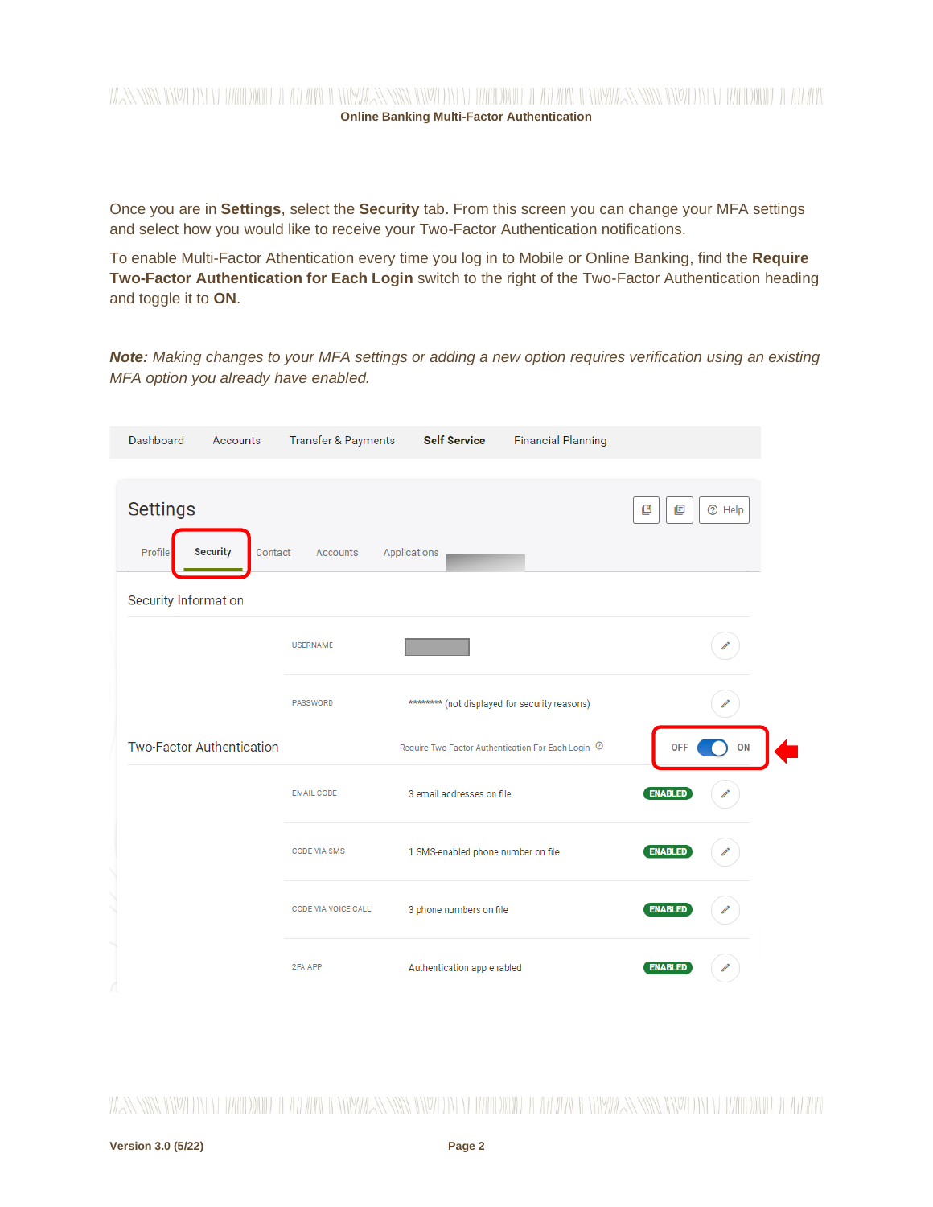Once you are in **Settings**, select the **Security** tab. From this screen you can change your MFA settings and select how you would like to receive your Two-Factor Authentication notifications.

To enable Multi-Factor Athentication every time you log in to Mobile or Online Banking, find the **Require Two-Factor Authentication for Each Login** switch to the right of the Two-Factor Authentication heading and toggle it to **ON**.

***Note:** Making changes to your MFA settings or adding a new option requires verification using an existing MFA option you already have enabled.*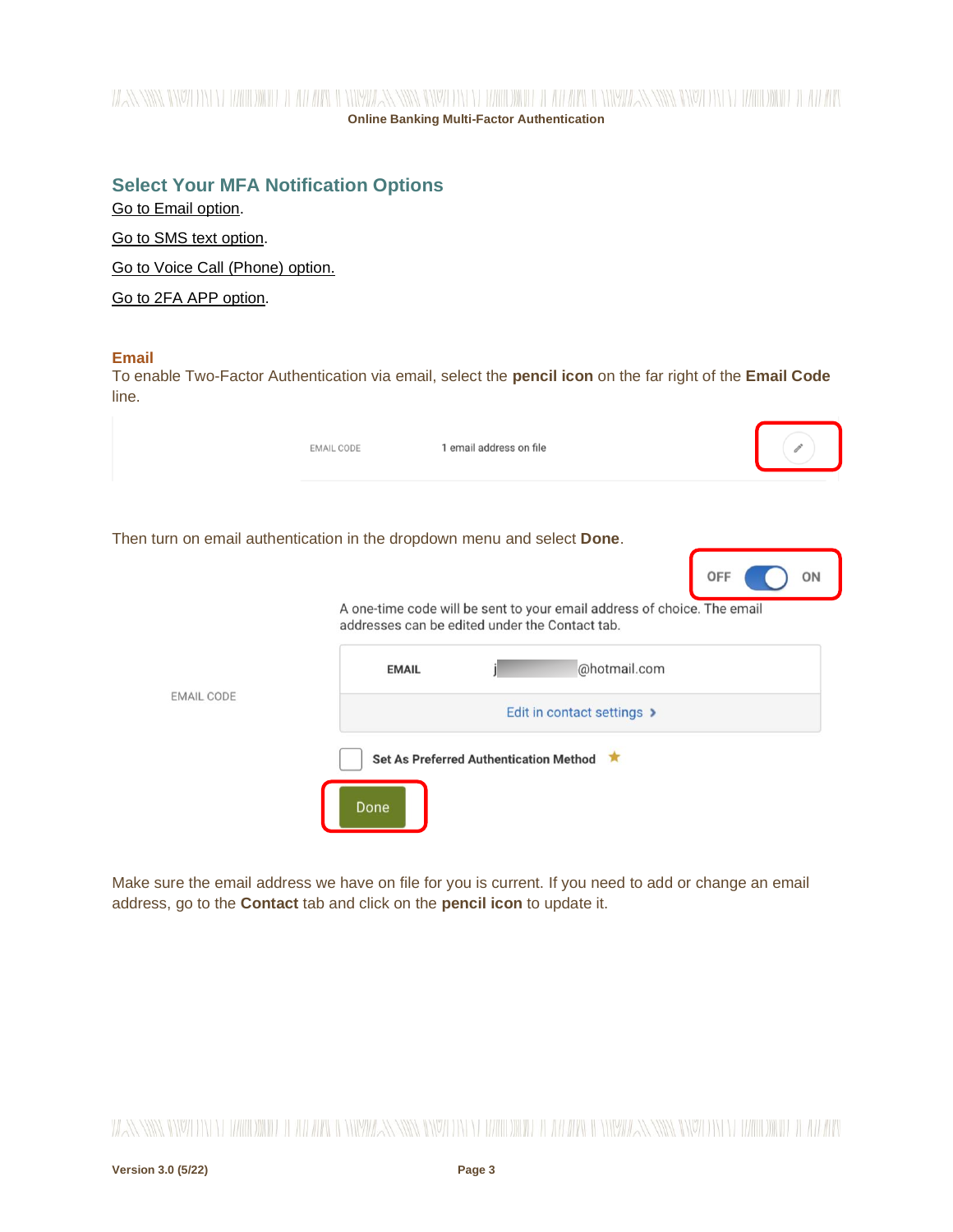## Select Your MFA Notification Options

Go to Email option.

Go to SMS text option.

Go to Voice Call (Phone) option.

Go to 2FA APP option.

### Email

To enable Two-Factor Authentication via email, select the **pencil icon** on the far right of the **Email Code** line.

Then turn on email authentication in the dropdown menu and select **Done**.

Make sure the email address we have on file for you is current. If you need to add or change an email address, go to the **Contact** tab and click on the **pencil icon** to update it.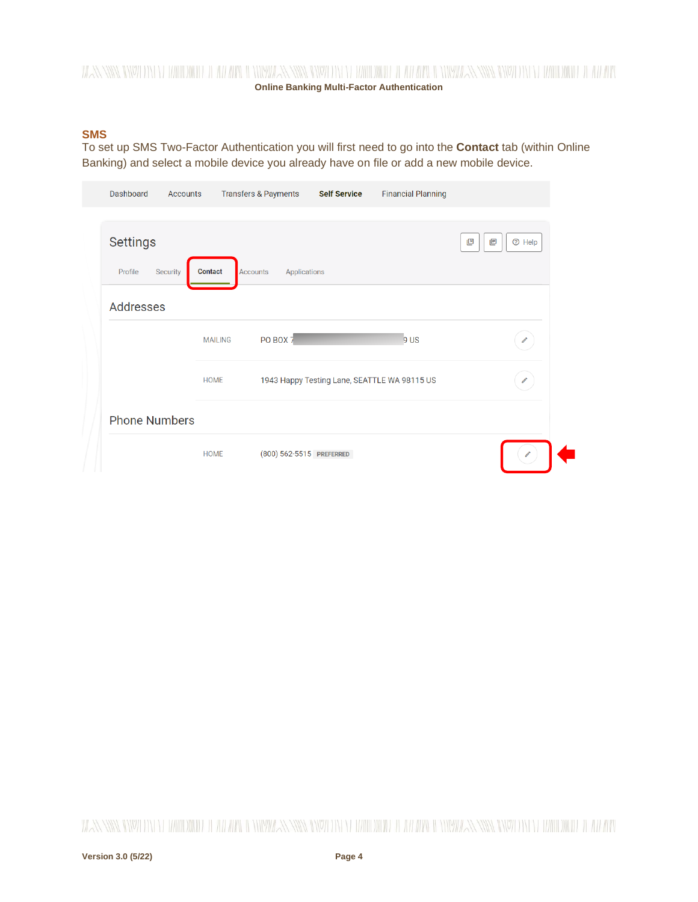## SMS

To set up SMS Two-Factor Authentication you will first need to go into the **Contact** tab (within Online Banking) and select a mobile device you already have on file or add a new mobile device.

Dashboard Accounts Transfers & Payments **Self Service** Financial Planning

Settings

Profile Security **Contact** Accounts Applications

Addresses

| | | |
|---|---|---|
| MAILING | PO BOX 7 9 US | |
| HOME | 1943 Happy Testing Lane, SEATTLE WA 98115 US | |

Phone Numbers

| | | |
|---|---|---|
| HOME | (800) 562-5515 PREFERRED | |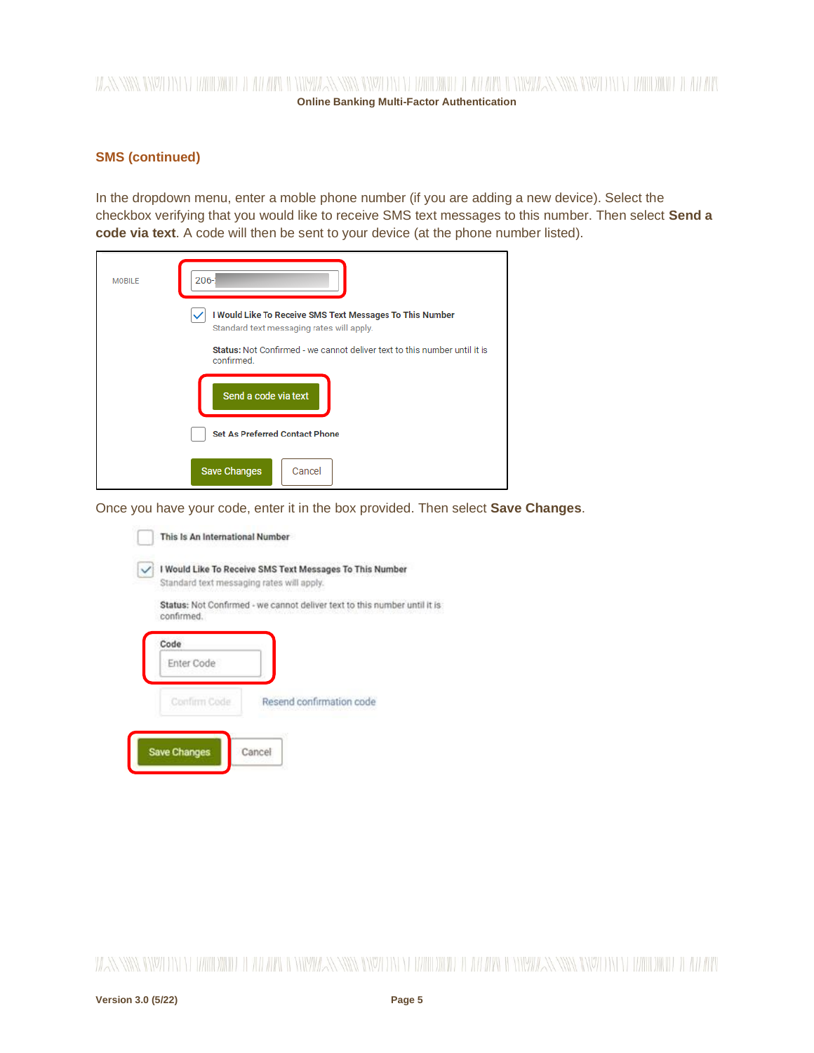## SMS (continued)

In the dropdown menu, enter a moble phone number (if you are adding a new device). Select the checkbox verifying that you would like to receive SMS text messages to this number. Then select **Send a code via text**. A code will then be sent to your device (at the phone number listed).

MOBILE 206-

I Would Like To Receive SMS Text Messages To This Number
Standard text messaging rates will apply.

**Status:** Not Confirmed - we cannot deliver text to this number until it is confirmed.

Send a code via text

Set As Preferred Contact Phone

Save Changes Cancel

Once you have your code, enter it in the box provided. Then select **Save Changes**.

This Is An International Number

I Would Like To Receive SMS Text Messages To This Number
Standard text messaging rates will apply.

**Status:** Not Confirmed - we cannot deliver text to this number until it is confirmed.

Code
Enter Code

Confirm Code Resend confirmation code

Save Changes Cancel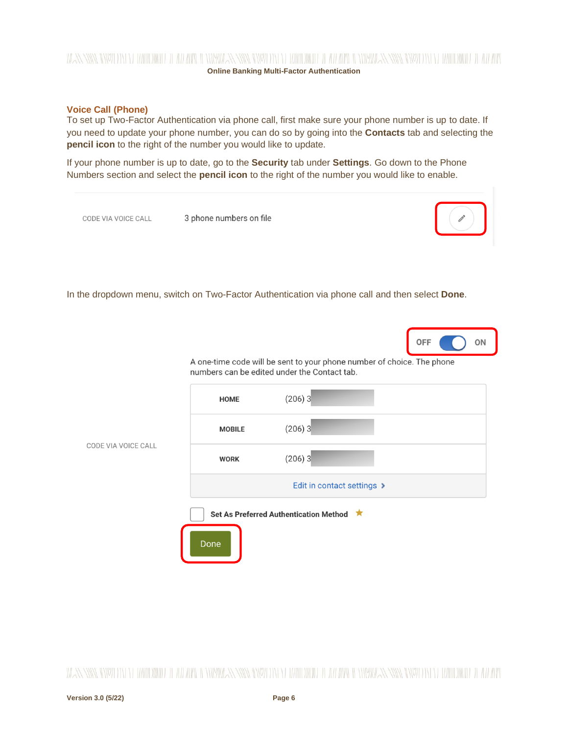## Voice Call (Phone)

To set up Two-Factor Authentication via phone call, first make sure your phone number is up to date. If you need to update your phone number, you can do so by going into the **Contacts** tab and selecting the **pencil icon** to the right of the number you would like to update.

If your phone number is up to date, go to the **Security** tab under **Settings**. Go down to the Phone Numbers section and select the **pencil icon** to the right of the number you would like to enable.

CODE VIA VOICE CALL    3 phone numbers on file

In the dropdown menu, switch on Two-Factor Authentication via phone call and then select **Done**.

OFF ON

CODE VIA VOICE CALL

A one-time code will be sent to your phone number of choice. The phone numbers can be edited under the Contact tab.

| | |
|---|---|
| HOME | (206) 3 |
| MOBILE | (206) 3 |
| WORK | (206) 3 |

Edit in contact settings >

Set As Preferred Authentication Method

Done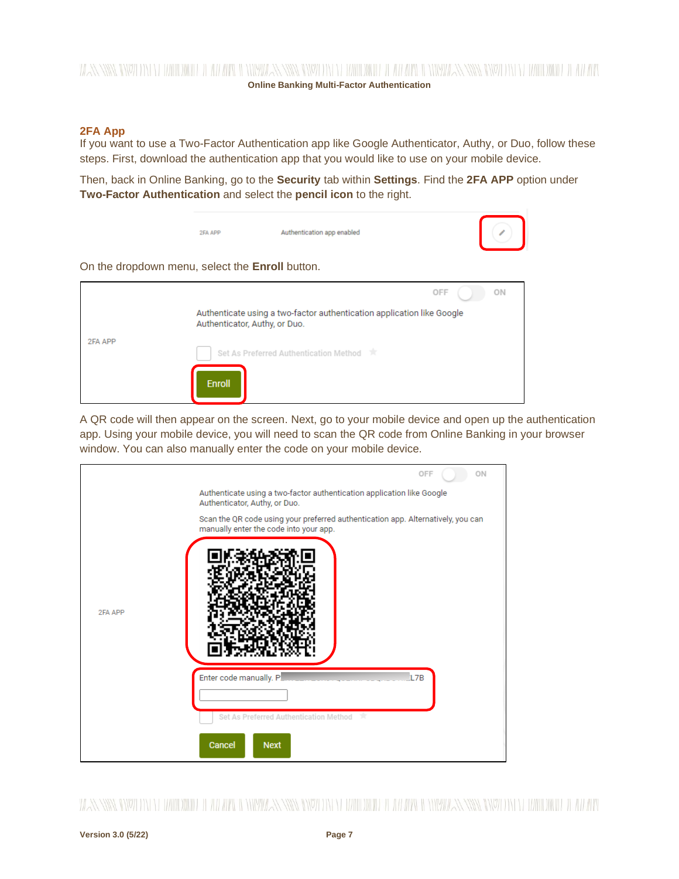## 2FA App

If you want to use a Two-Factor Authentication app like Google Authenticator, Authy, or Duo, follow these steps. First, download the authentication app that you would like to use on your mobile device.

Then, back in Online Banking, go to the **Security** tab within **Settings**. Find the **2FA APP** option under **Two-Factor Authentication** and select the **pencil icon** to the right.

On the dropdown menu, select the **Enroll** button.

A QR code will then appear on the screen. Next, go to your mobile device and open up the authentication app. Using your mobile device, you will need to scan the QR code from Online Banking in your browser window. You can also manually enter the code on your mobile device.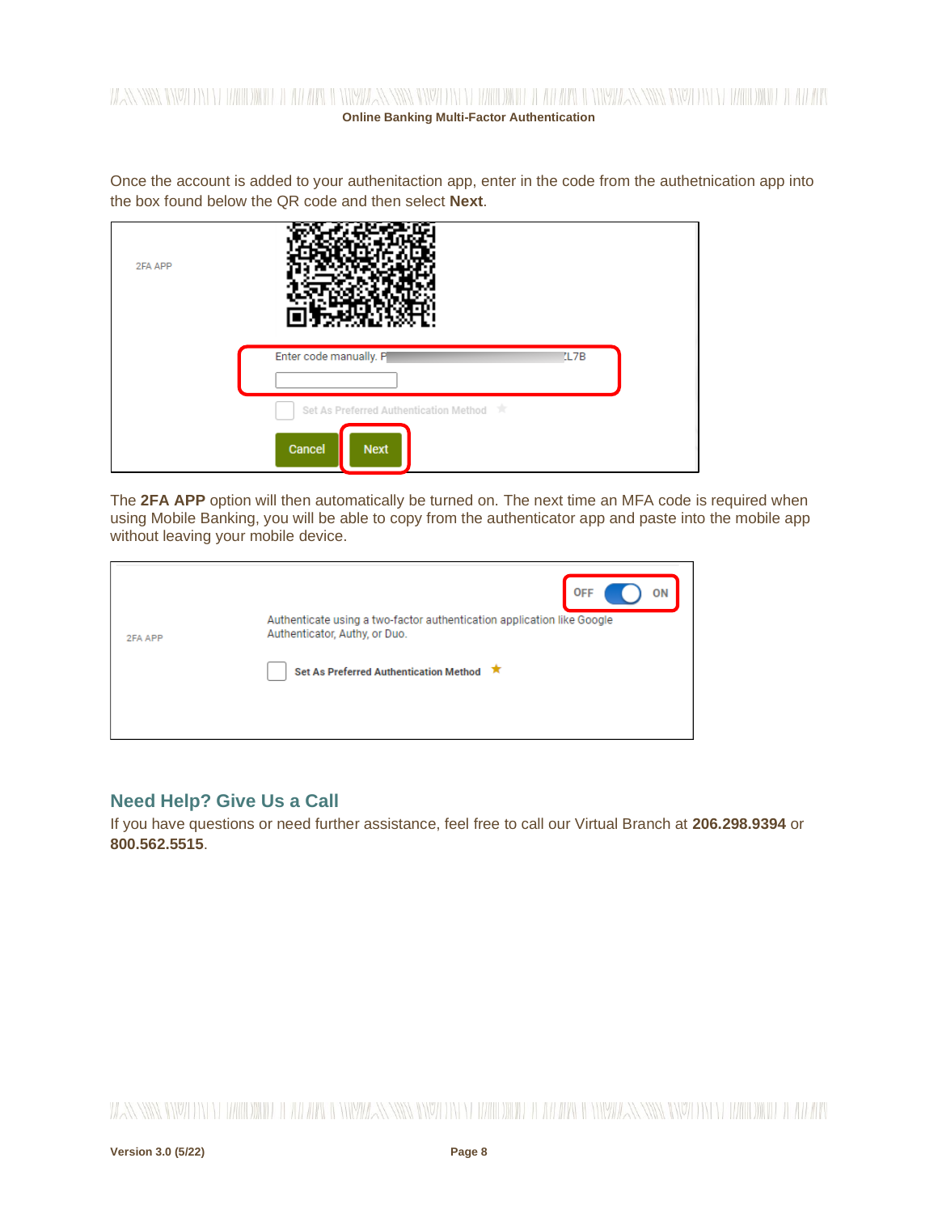Once the account is added to your authenitaction app, enter in the code from the authetnication app into the box found below the QR code and then select **Next**.

The **2FA APP** option will then automatically be turned on. The next time an MFA code is required when using Mobile Banking, you will be able to copy from the authenticator app and paste into the mobile app without leaving your mobile device.

## Need Help? Give Us a Call

If you have questions or need further assistance, feel free to call our Virtual Branch at **206.298.9394** or **800.562.5515**.